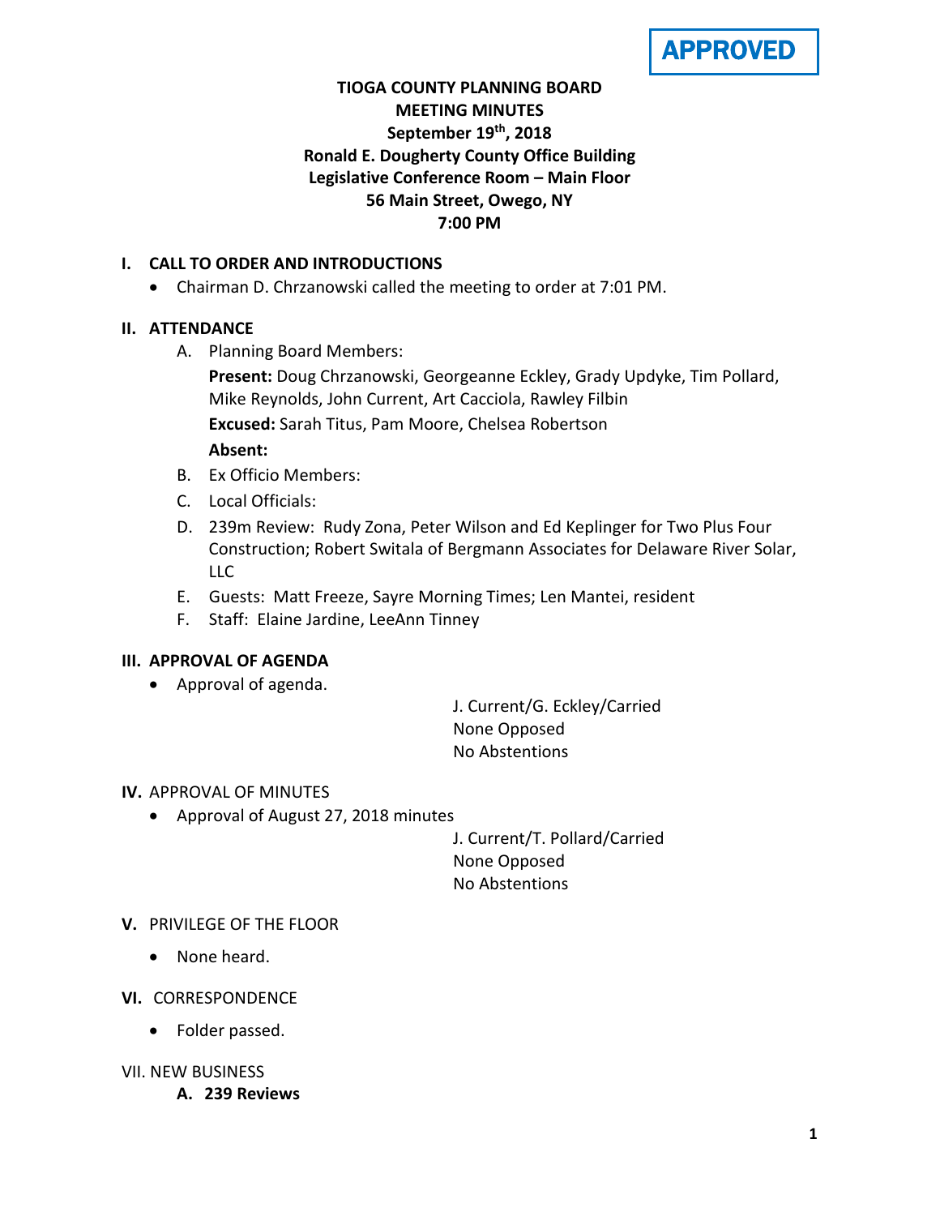**APPROVED**

# TIOGA COUNTY PLANNING BOARD
# MEETING MINUTES
## September 19th, 2018
## Ronald E. Dougherty County Office Building
## Legislative Conference Room – Main Floor
## 56 Main Street, Owego, NY
## 7:00 PM

### I. CALL TO ORDER AND INTRODUCTIONS

- Chairman D. Chrzanowski called the meeting to order at 7:01 PM.

### II. ATTENDANCE

A. Planning Board Members:

**Present:** Doug Chrzanowski, Georgeanne Eckley, Grady Updyke, Tim Pollard, Mike Reynolds, John Current, Art Cacciola, Rawley Filbin

**Excused:** Sarah Titus, Pam Moore, Chelsea Robertson

**Absent:**

B. Ex Officio Members:

C. Local Officials:

D. 239m Review: Rudy Zona, Peter Wilson and Ed Keplinger for Two Plus Four Construction; Robert Switala of Bergmann Associates for Delaware River Solar, LLC

E. Guests: Matt Freeze, Sayre Morning Times; Len Mantei, resident

F. Staff: Elaine Jardine, LeeAnn Tinney

### III. APPROVAL OF AGENDA

- Approval of agenda.

J. Current/G. Eckley/Carried
None Opposed
No Abstentions

### IV. APPROVAL OF MINUTES

- Approval of August 27, 2018 minutes

J. Current/T. Pollard/Carried
None Opposed
No Abstentions

### V. PRIVILEGE OF THE FLOOR

- None heard.

### VI. CORRESPONDENCE

- Folder passed.

### VII. NEW BUSINESS

**A. 239 Reviews**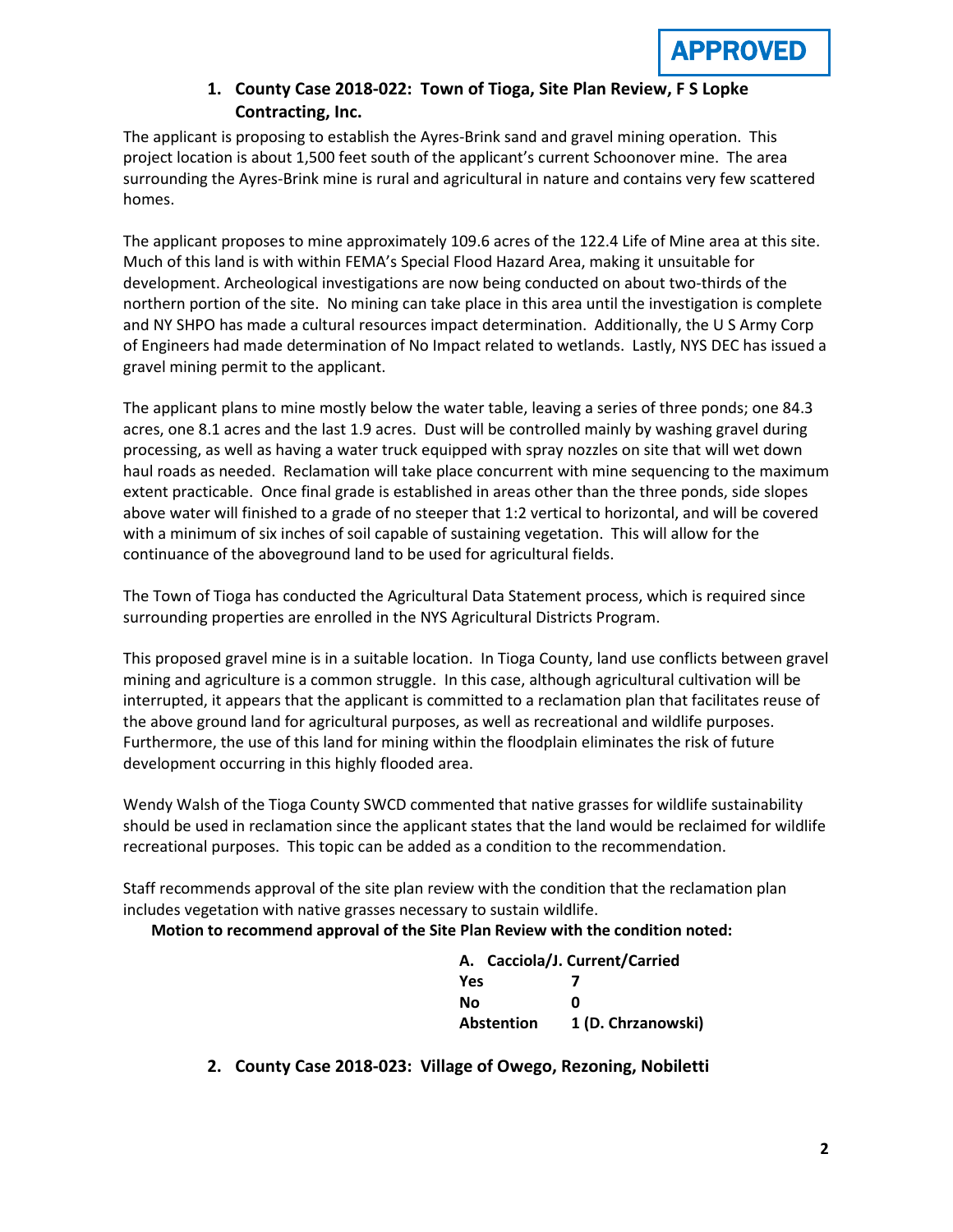APPROVED

1. **County Case 2018-022: Town of Tioga, Site Plan Review, F S Lopke Contracting, Inc.**

The applicant is proposing to establish the Ayres-Brink sand and gravel mining operation. This project location is about 1,500 feet south of the applicant's current Schoonover mine. The area surrounding the Ayres-Brink mine is rural and agricultural in nature and contains very few scattered homes.

The applicant proposes to mine approximately 109.6 acres of the 122.4 Life of Mine area at this site. Much of this land is with within FEMA's Special Flood Hazard Area, making it unsuitable for development. Archeological investigations are now being conducted on about two-thirds of the northern portion of the site. No mining can take place in this area until the investigation is complete and NY SHPO has made a cultural resources impact determination. Additionally, the U S Army Corp of Engineers had made determination of No Impact related to wetlands. Lastly, NYS DEC has issued a gravel mining permit to the applicant.

The applicant plans to mine mostly below the water table, leaving a series of three ponds; one 84.3 acres, one 8.1 acres and the last 1.9 acres. Dust will be controlled mainly by washing gravel during processing, as well as having a water truck equipped with spray nozzles on site that will wet down haul roads as needed. Reclamation will take place concurrent with mine sequencing to the maximum extent practicable. Once final grade is established in areas other than the three ponds, side slopes above water will finished to a grade of no steeper that 1:2 vertical to horizontal, and will be covered with a minimum of six inches of soil capable of sustaining vegetation. This will allow for the continuance of the aboveground land to be used for agricultural fields.

The Town of Tioga has conducted the Agricultural Data Statement process, which is required since surrounding properties are enrolled in the NYS Agricultural Districts Program.

This proposed gravel mine is in a suitable location. In Tioga County, land use conflicts between gravel mining and agriculture is a common struggle. In this case, although agricultural cultivation will be interrupted, it appears that the applicant is committed to a reclamation plan that facilitates reuse of the above ground land for agricultural purposes, as well as recreational and wildlife purposes. Furthermore, the use of this land for mining within the floodplain eliminates the risk of future development occurring in this highly flooded area.

Wendy Walsh of the Tioga County SWCD commented that native grasses for wildlife sustainability should be used in reclamation since the applicant states that the land would be reclaimed for wildlife recreational purposes. This topic can be added as a condition to the recommendation.

Staff recommends approval of the site plan review with the condition that the reclamation plan includes vegetation with native grasses necessary to sustain wildlife.

**Motion to recommend approval of the Site Plan Review with the condition noted:**

**A. Cacciola/J. Current/Carried**

| | |
|---|---|
| **Yes** | **7** |
| **No** | **0** |
| **Abstention** | **1 (D. Chrzanowski)** |

2. **County Case 2018-023: Village of Owego, Rezoning, Nobiletti**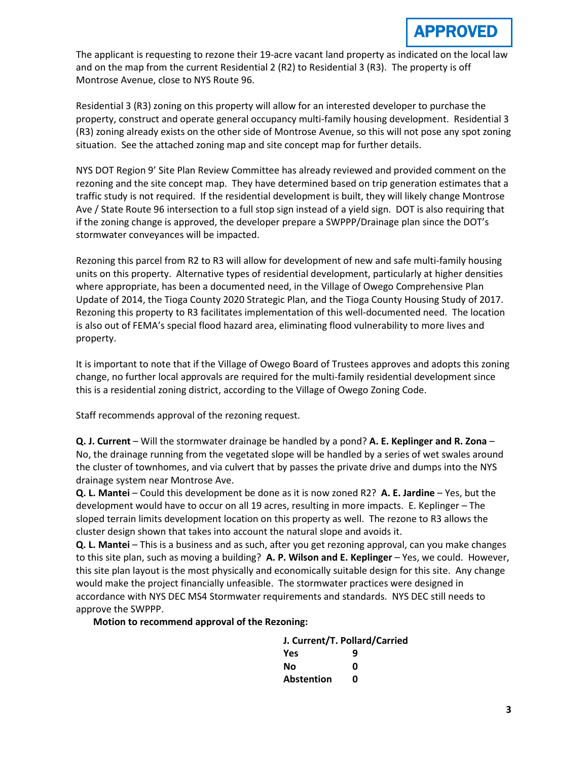**APPROVED**

The applicant is requesting to rezone their 19-acre vacant land property as indicated on the local law and on the map from the current Residential 2 (R2) to Residential 3 (R3). The property is off Montrose Avenue, close to NYS Route 96.

Residential 3 (R3) zoning on this property will allow for an interested developer to purchase the property, construct and operate general occupancy multi-family housing development. Residential 3 (R3) zoning already exists on the other side of Montrose Avenue, so this will not pose any spot zoning situation. See the attached zoning map and site concept map for further details.

NYS DOT Region 9' Site Plan Review Committee has already reviewed and provided comment on the rezoning and the site concept map. They have determined based on trip generation estimates that a traffic study is not required. If the residential development is built, they will likely change Montrose Ave / State Route 96 intersection to a full stop sign instead of a yield sign. DOT is also requiring that if the zoning change is approved, the developer prepare a SWPPP/Drainage plan since the DOT's stormwater conveyances will be impacted.

Rezoning this parcel from R2 to R3 will allow for development of new and safe multi-family housing units on this property. Alternative types of residential development, particularly at higher densities where appropriate, has been a documented need, in the Village of Owego Comprehensive Plan Update of 2014, the Tioga County 2020 Strategic Plan, and the Tioga County Housing Study of 2017. Rezoning this property to R3 facilitates implementation of this well-documented need. The location is also out of FEMA's special flood hazard area, eliminating flood vulnerability to more lives and property.

It is important to note that if the Village of Owego Board of Trustees approves and adopts this zoning change, no further local approvals are required for the multi-family residential development since this is a residential zoning district, according to the Village of Owego Zoning Code.

Staff recommends approval of the rezoning request.

**Q. J. Current** – Will the stormwater drainage be handled by a pond? **A. E. Keplinger and R. Zona** – No, the drainage running from the vegetated slope will be handled by a series of wet swales around the cluster of townhomes, and via culvert that by passes the private drive and dumps into the NYS drainage system near Montrose Ave.

**Q. L. Mantei** – Could this development be done as it is now zoned R2? **A. E. Jardine** – Yes, but the development would have to occur on all 19 acres, resulting in more impacts. E. Keplinger – The sloped terrain limits development location on this property as well. The rezone to R3 allows the cluster design shown that takes into account the natural slope and avoids it.

**Q. L. Mantei** – This is a business and as such, after you get rezoning approval, can you make changes to this site plan, such as moving a building? **A. P. Wilson and E. Keplinger** – Yes, we could. However, this site plan layout is the most physically and economically suitable design for this site. Any change would make the project financially unfeasible. The stormwater practices were designed in accordance with NYS DEC MS4 Stormwater requirements and standards. NYS DEC still needs to approve the SWPPP.

**Motion to recommend approval of the Rezoning:**

**J. Current/T. Pollard/Carried**

| | |
|---|---|
| **Yes** | **9** |
| **No** | **0** |
| **Abstention** | **0** |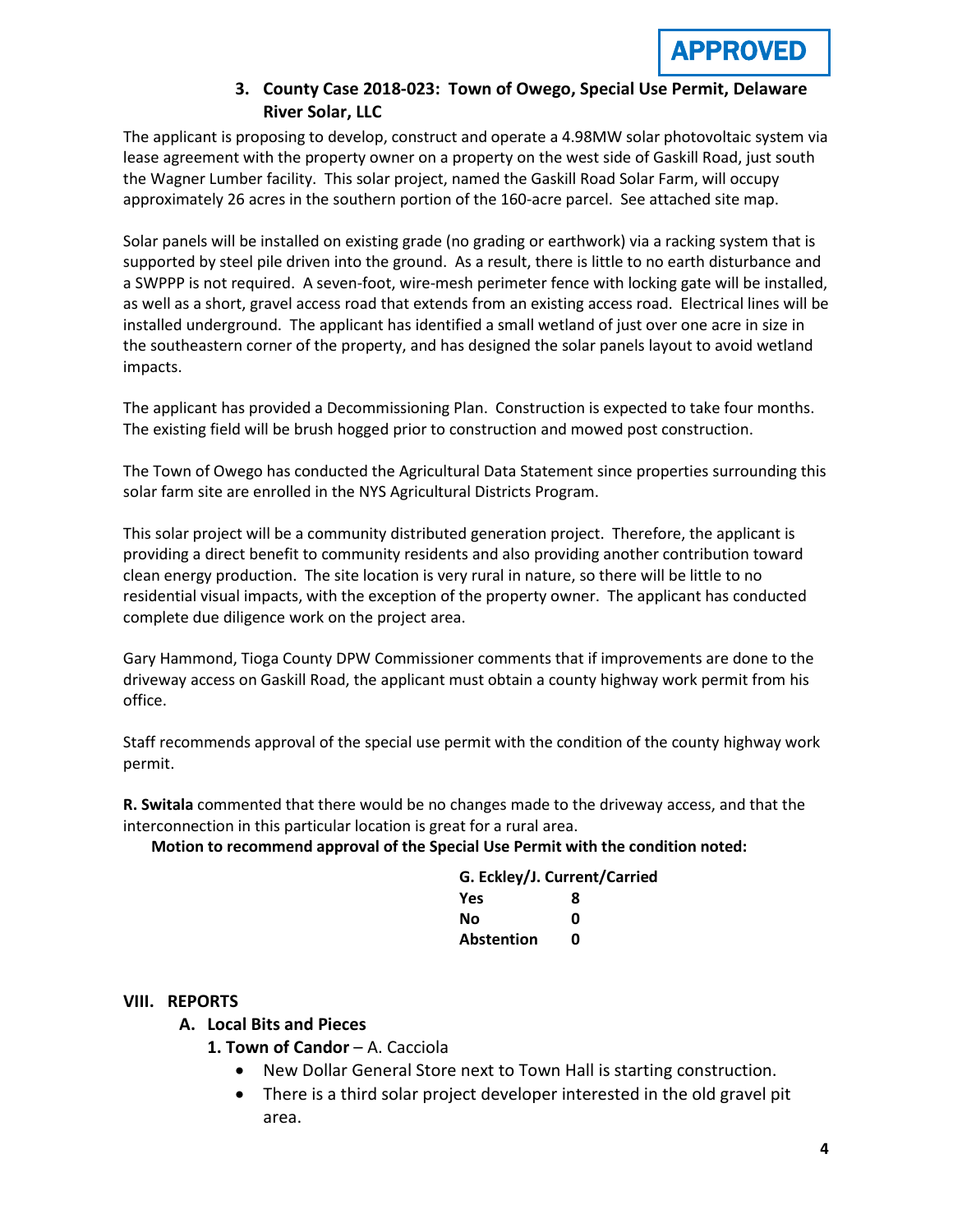**APPROVED**

### 3. County Case 2018-023: Town of Owego, Special Use Permit, Delaware River Solar, LLC

The applicant is proposing to develop, construct and operate a 4.98MW solar photovoltaic system via lease agreement with the property owner on a property on the west side of Gaskill Road, just south the Wagner Lumber facility. This solar project, named the Gaskill Road Solar Farm, will occupy approximately 26 acres in the southern portion of the 160-acre parcel. See attached site map.

Solar panels will be installed on existing grade (no grading or earthwork) via a racking system that is supported by steel pile driven into the ground. As a result, there is little to no earth disturbance and a SWPPP is not required. A seven-foot, wire-mesh perimeter fence with locking gate will be installed, as well as a short, gravel access road that extends from an existing access road. Electrical lines will be installed underground. The applicant has identified a small wetland of just over one acre in size in the southeastern corner of the property, and has designed the solar panels layout to avoid wetland impacts.

The applicant has provided a Decommissioning Plan. Construction is expected to take four months. The existing field will be brush hogged prior to construction and mowed post construction.

The Town of Owego has conducted the Agricultural Data Statement since properties surrounding this solar farm site are enrolled in the NYS Agricultural Districts Program.

This solar project will be a community distributed generation project. Therefore, the applicant is providing a direct benefit to community residents and also providing another contribution toward clean energy production. The site location is very rural in nature, so there will be little to no residential visual impacts, with the exception of the property owner. The applicant has conducted complete due diligence work on the project area.

Gary Hammond, Tioga County DPW Commissioner comments that if improvements are done to the driveway access on Gaskill Road, the applicant must obtain a county highway work permit from his office.

Staff recommends approval of the special use permit with the condition of the county highway work permit.

**R. Switala** commented that there would be no changes made to the driveway access, and that the interconnection in this particular location is great for a rural area.

**Motion to recommend approval of the Special Use Permit with the condition noted:**

**G. Eckley/J. Current/Carried**

| | |
|---|---|
| **Yes** | **8** |
| **No** | **0** |
| **Abstention** | **0** |

## VIII. REPORTS

### A. Local Bits and Pieces

**1. Town of Candor** – A. Cacciola

- New Dollar General Store next to Town Hall is starting construction.
- There is a third solar project developer interested in the old gravel pit area.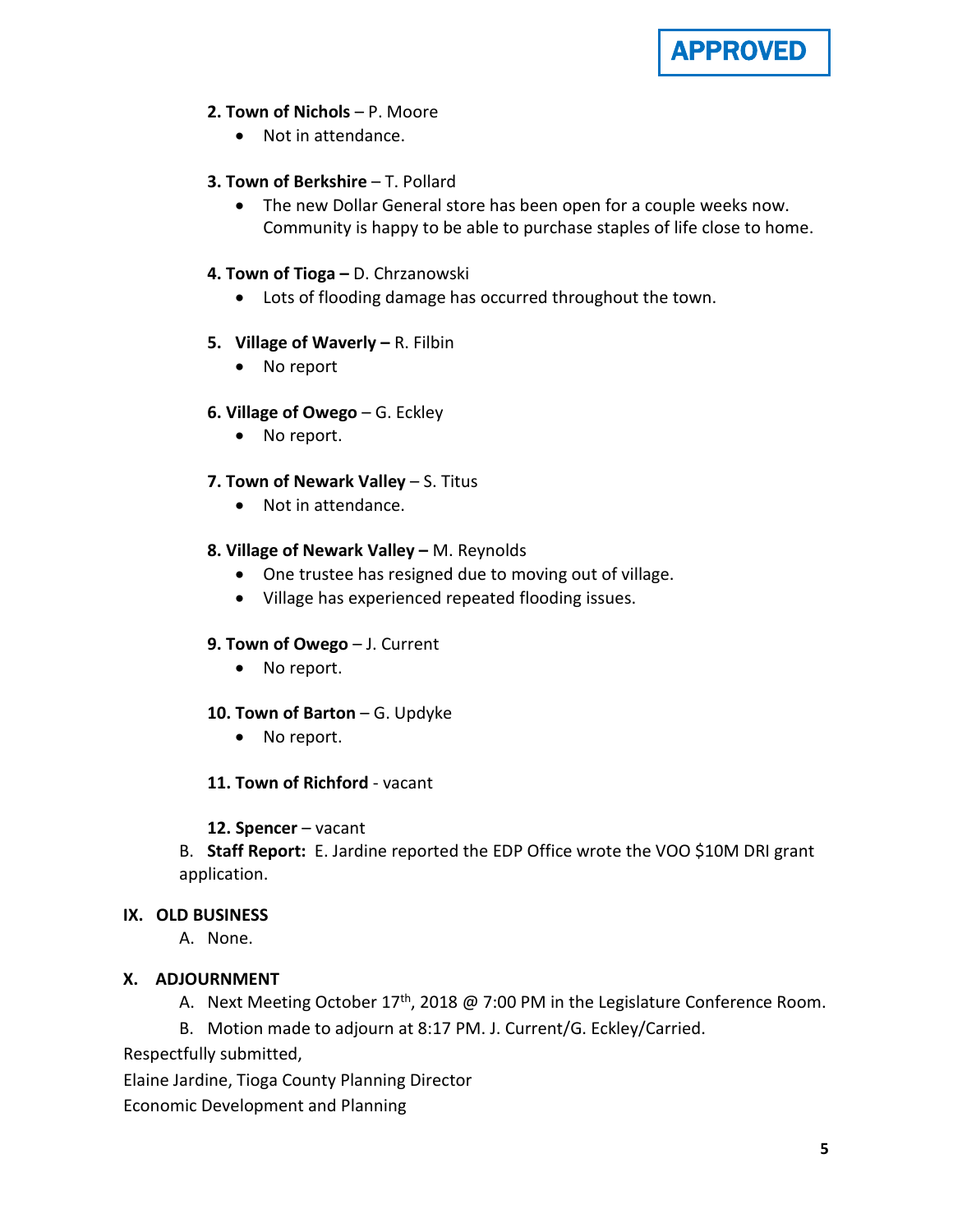**APPROVED**

**2. Town of Nichols** – P. Moore

- Not in attendance.

**3. Town of Berkshire** – T. Pollard

- The new Dollar General store has been open for a couple weeks now. Community is happy to be able to purchase staples of life close to home.

**4. Town of Tioga –** D. Chrzanowski

- Lots of flooding damage has occurred throughout the town.

**5. Village of Waverly –** R. Filbin

- No report

**6. Village of Owego** – G. Eckley

- No report.

**7. Town of Newark Valley** – S. Titus

- Not in attendance.

**8. Village of Newark Valley –** M. Reynolds

- One trustee has resigned due to moving out of village.
- Village has experienced repeated flooding issues.

**9. Town of Owego** – J. Current

- No report.

**10. Town of Barton** – G. Updyke

- No report.

**11. Town of Richford** - vacant

**12. Spencer** – vacant

B. **Staff Report:** E. Jardine reported the EDP Office wrote the VOO $10M DRI grant application.

## IX. OLD BUSINESS

A. None.

## X. ADJOURNMENT

A. Next Meeting October 17th, 2018 @ 7:00 PM in the Legislature Conference Room.

B. Motion made to adjourn at 8:17 PM. J. Current/G. Eckley/Carried.

Respectfully submitted,

Elaine Jardine, Tioga County Planning Director

Economic Development and Planning